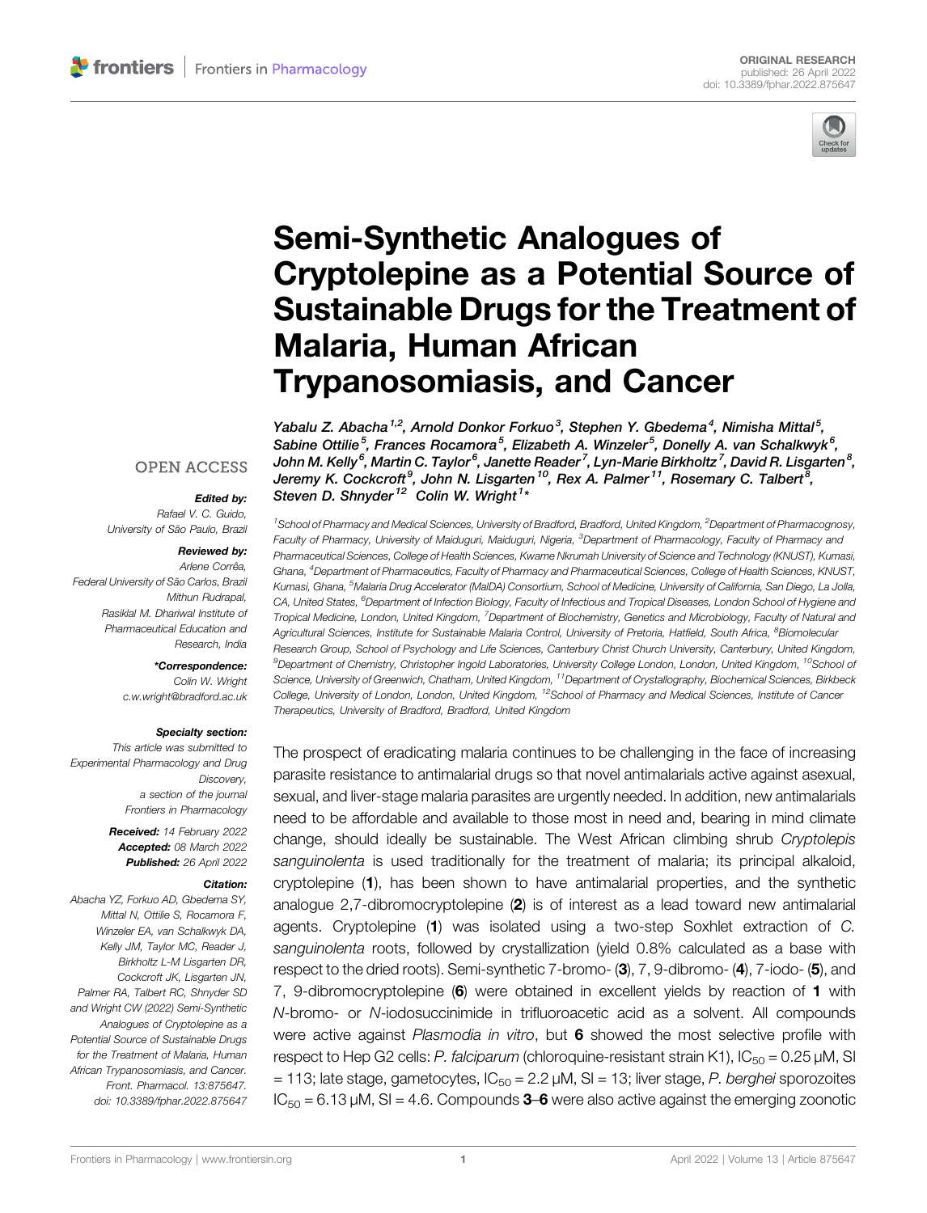ORIGINAL RESEARCH
published: 26 April 2022
doi: 10.3389/fphar.2022.875647

# Semi-Synthetic Analogues of Cryptolepine as a Potential Source of Sustainable Drugs for the Treatment of Malaria, Human African Trypanosomiasis, and Cancer

*Yabalu Z. Abacha[1,2], Arnold Donkor Forkuo[3], Stephen Y. Gbedema[4], Nimisha Mittal[5], Sabine Ottilie[5], Frances Rocamora[5], Elizabeth A. Winzeler[5], Donelly A. van Schalkwyk[6], John M. Kelly[6], Martin C. Taylor[6], Janette Reader[7], Lyn-Marie Birkholtz[7], David R. Lisgarten[8], Jeremy K. Cockcroft[9], John N. Lisgarten[10], Rex A. Palmer[11], Rosemary C. Talbert[8], Steven D. Shnyder[12] Colin W. Wright[1]\**

[1]School of Pharmacy and Medical Sciences, University of Bradford, Bradford, United Kingdom, [2]Department of Pharmacognosy, Faculty of Pharmacy, University of Maiduguri, Maiduguri, Nigeria, [3]Department of Pharmacology, Faculty of Pharmacy and Pharmaceutical Sciences, College of Health Sciences, Kwame Nkrumah University of Science and Technology (KNUST), Kumasi, Ghana, [4]Department of Pharmaceutics, Faculty of Pharmacy and Pharmaceutical Sciences, College of Health Sciences, KNUST, Kumasi, Ghana, [5]Malaria Drug Accelerator (MalDA) Consortium, School of Medicine, University of California, San Diego, La Jolla, CA, United States, [6]Department of Infection Biology, Faculty of Infectious and Tropical Diseases, London School of Hygiene and Tropical Medicine, London, United Kingdom, [7]Department of Biochemistry, Genetics and Microbiology, Faculty of Natural and Agricultural Sciences, Institute for Sustainable Malaria Control, University of Pretoria, Hatfield, South Africa, [8]Biomolecular Research Group, School of Psychology and Life Sciences, Canterbury Christ Church University, Canterbury, United Kingdom, [9]Department of Chemistry, Christopher Ingold Laboratories, University College London, London, United Kingdom, [10]School of Science, University of Greenwich, Chatham, United Kingdom, [11]Department of Crystallography, Biochemical Sciences, Birkbeck College, University of London, London, United Kingdom, [12]School of Pharmacy and Medical Sciences, Institute of Cancer Therapeutics, University of Bradford, Bradford, United Kingdom

OPEN ACCESS

**Edited by:**
Rafael V. C. Guido,
University of São Paulo, Brazil

**Reviewed by:**
Arlene Corrêa,
Federal University of São Carlos, Brazil
Mithun Rudrapal,
Rasiklal M. Dhariwal Institute of Pharmaceutical Education and Research, India

**\*Correspondence:**
Colin W. Wright
c.w.wright@bradford.ac.uk

**Specialty section:**
This article was submitted to Experimental Pharmacology and Drug Discovery, a section of the journal Frontiers in Pharmacology

**Received:** 14 February 2022
**Accepted:** 08 March 2022
**Published:** 26 April 2022

**Citation:**
Abacha YZ, Forkuo AD, Gbedema SY, Mittal N, Ottilie S, Rocamora F, Winzeler EA, van Schalkwyk DA, Kelly JM, Taylor MC, Reader J, Birkholtz L-M Lisgarten DR, Cockcroft JK, Lisgarten JN, Palmer RA, Talbert RC, Shnyder SD and Wright CW (2022) Semi-Synthetic Analogues of Cryptolepine as a Potential Source of Sustainable Drugs for the Treatment of Malaria, Human African Trypanosomiasis, and Cancer. Front. Pharmacol. 13:875647. doi: 10.3389/fphar.2022.875647

The prospect of eradicating malaria continues to be challenging in the face of increasing parasite resistance to antimalarial drugs so that novel antimalarials active against asexual, sexual, and liver-stage malaria parasites are urgently needed. In addition, new antimalarials need to be affordable and available to those most in need and, bearing in mind climate change, should ideally be sustainable. The West African climbing shrub *Cryptolepis sanguinolenta* is used traditionally for the treatment of malaria; its principal alkaloid, cryptolepine (**1**), has been shown to have antimalarial properties, and the synthetic analogue 2,7-dibromocryptolepine (**2**) is of interest as a lead toward new antimalarial agents. Cryptolepine (**1**) was isolated using a two-step Soxhlet extraction of *C. sanguinolenta* roots, followed by crystallization (yield 0.8% calculated as a base with respect to the dried roots). Semi-synthetic 7-bromo- (**3**), 7, 9-dibromo- (**4**), 7-iodo- (**5**), and 7, 9-dibromocryptolepine (**6**) were obtained in excellent yields by reaction of **1** with *N*-bromo- or *N*-iodosuccinimide in trifluoroacetic acid as a solvent. All compounds were active against *Plasmodia in vitro*, but **6** showed the most selective profile with respect to Hep G2 cells: *P. falciparum* (chloroquine-resistant strain K1), $IC_{50}$ = 0.25 µM, SI = 113; late stage, gametocytes, $IC_{50}$ = 2.2 µM, SI = 13; liver stage, *P. berghei* sporozoites $IC_{50}$ = 6.13 µM, SI = 4.6. Compounds **3**–**6** were also active against the emerging zoonotic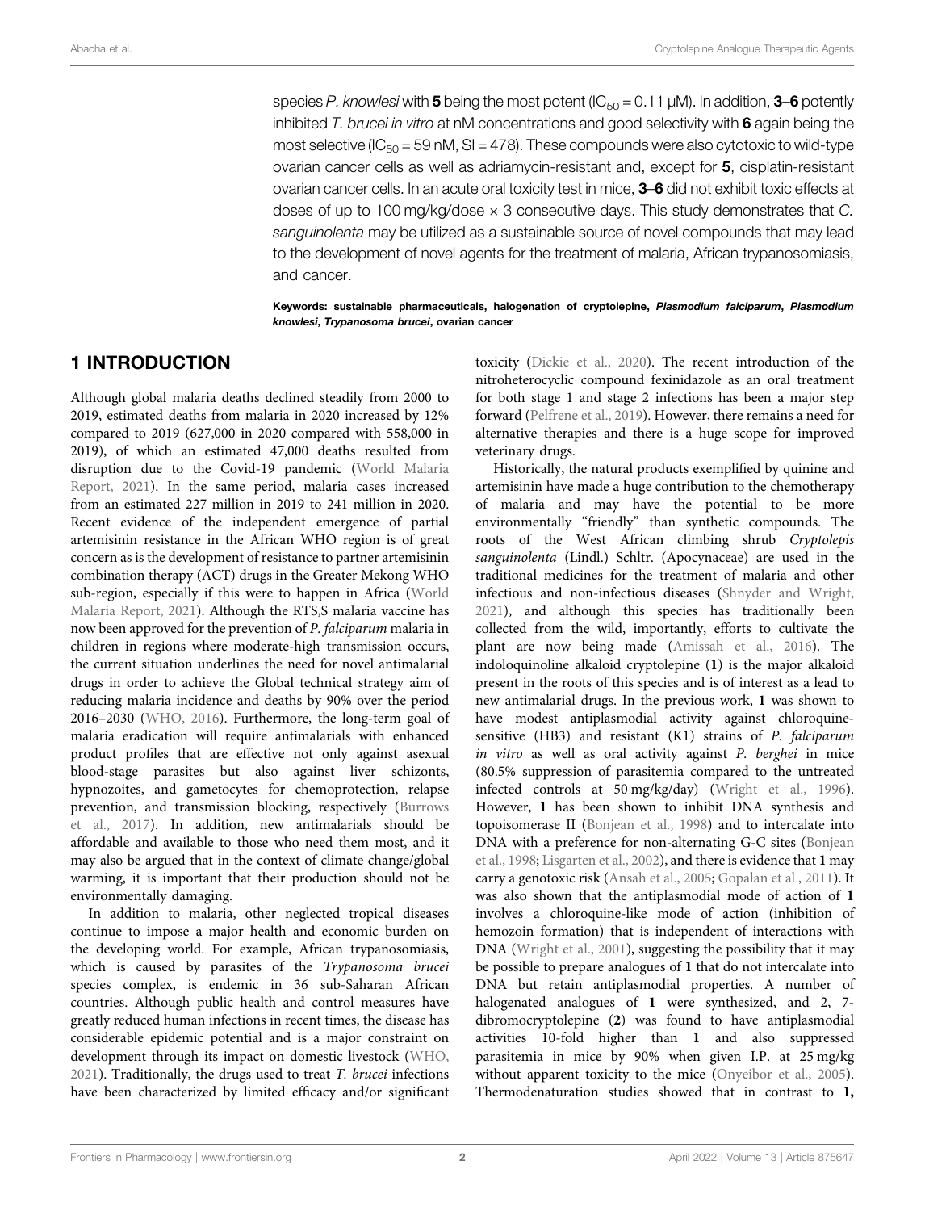species *P. knowlesi* with **5** being the most potent ($IC_{50}$ = 0.11 μM). In addition, **3**–**6** potently inhibited *T. brucei in vitro* at nM concentrations and good selectivity with **6** again being the most selective ($IC_{50}$ = 59 nM, SI = 478). These compounds were also cytotoxic to wild-type ovarian cancer cells as well as adriamycin-resistant and, except for **5**, cisplatin-resistant ovarian cancer cells. In an acute oral toxicity test in mice, **3**–**6** did not exhibit toxic effects at doses of up to 100 mg/kg/dose × 3 consecutive days. This study demonstrates that *C. sanguinolenta* may be utilized as a sustainable source of novel compounds that may lead to the development of novel agents for the treatment of malaria, African trypanosomiasis, and cancer.

**Keywords: sustainable pharmaceuticals, halogenation of cryptolepine, *Plasmodium falciparum*, *Plasmodium knowlesi*, *Trypanosoma brucei*, ovarian cancer**

## 1 INTRODUCTION

Although global malaria deaths declined steadily from 2000 to 2019, estimated deaths from malaria in 2020 increased by 12% compared to 2019 (627,000 in 2020 compared with 558,000 in 2019), of which an estimated 47,000 deaths resulted from disruption due to the Covid-19 pandemic (World Malaria Report, 2021). In the same period, malaria cases increased from an estimated 227 million in 2019 to 241 million in 2020. Recent evidence of the independent emergence of partial artemisinin resistance in the African WHO region is of great concern as is the development of resistance to partner artemisinin combination therapy (ACT) drugs in the Greater Mekong WHO sub-region, especially if this were to happen in Africa (World Malaria Report, 2021). Although the RTS,S malaria vaccine has now been approved for the prevention of *P. falciparum* malaria in children in regions where moderate-high transmission occurs, the current situation underlines the need for novel antimalarial drugs in order to achieve the Global technical strategy aim of reducing malaria incidence and deaths by 90% over the period 2016–2030 (WHO, 2016). Furthermore, the long-term goal of malaria eradication will require antimalarials with enhanced product profiles that are effective not only against asexual blood-stage parasites but also against liver schizonts, hypnozoites, and gametocytes for chemoprotection, relapse prevention, and transmission blocking, respectively (Burrows et al., 2017). In addition, new antimalarials should be affordable and available to those who need them most, and it may also be argued that in the context of climate change/global warming, it is important that their production should not be environmentally damaging.

In addition to malaria, other neglected tropical diseases continue to impose a major health and economic burden on the developing world. For example, African trypanosomiasis, which is caused by parasites of the *Trypanosoma brucei* species complex, is endemic in 36 sub-Saharan African countries. Although public health and control measures have greatly reduced human infections in recent times, the disease has considerable epidemic potential and is a major constraint on development through its impact on domestic livestock (WHO, 2021). Traditionally, the drugs used to treat *T. brucei* infections have been characterized by limited efficacy and/or significant toxicity (Dickie et al., 2020). The recent introduction of the nitroheterocyclic compound fexinidazole as an oral treatment for both stage 1 and stage 2 infections has been a major step forward (Pelfrene et al., 2019). However, there remains a need for alternative therapies and there is a huge scope for improved veterinary drugs.

Historically, the natural products exemplified by quinine and artemisinin have made a huge contribution to the chemotherapy of malaria and may have the potential to be more environmentally "friendly" than synthetic compounds. The roots of the West African climbing shrub *Cryptolepis sanguinolenta* (Lindl.) Schltr. (Apocynaceae) are used in the traditional medicines for the treatment of malaria and other infectious and non-infectious diseases (Shnyder and Wright, 2021), and although this species has traditionally been collected from the wild, importantly, efforts to cultivate the plant are now being made (Amissah et al., 2016). The indoloquinoline alkaloid cryptolepine (**1**) is the major alkaloid present in the roots of this species and is of interest as a lead to new antimalarial drugs. In the previous work, **1** was shown to have modest antiplasmodial activity against chloroquine-sensitive (HB3) and resistant (K1) strains of *P. falciparum in vitro* as well as oral activity against *P. berghei* in mice (80.5% suppression of parasitemia compared to the untreated infected controls at 50 mg/kg/day) (Wright et al., 1996). However, **1** has been shown to inhibit DNA synthesis and topoisomerase II (Bonjean et al., 1998) and to intercalate into DNA with a preference for non-alternating G-C sites (Bonjean et al., 1998; Lisgarten et al., 2002), and there is evidence that **1** may carry a genotoxic risk (Ansah et al., 2005; Gopalan et al., 2011). It was also shown that the antiplasmodial mode of action of **1** involves a chloroquine-like mode of action (inhibition of hemozoin formation) that is independent of interactions with DNA (Wright et al., 2001), suggesting the possibility that it may be possible to prepare analogues of **1** that do not intercalate into DNA but retain antiplasmodial properties. A number of halogenated analogues of **1** were synthesized, and 2, 7-dibromocryptolepine (**2**) was found to have antiplasmodial activities 10-fold higher than **1** and also suppressed parasitemia in mice by 90% when given I.P. at 25 mg/kg without apparent toxicity to the mice (Onyeibor et al., 2005). Thermodenaturation studies showed that in contrast to **1**,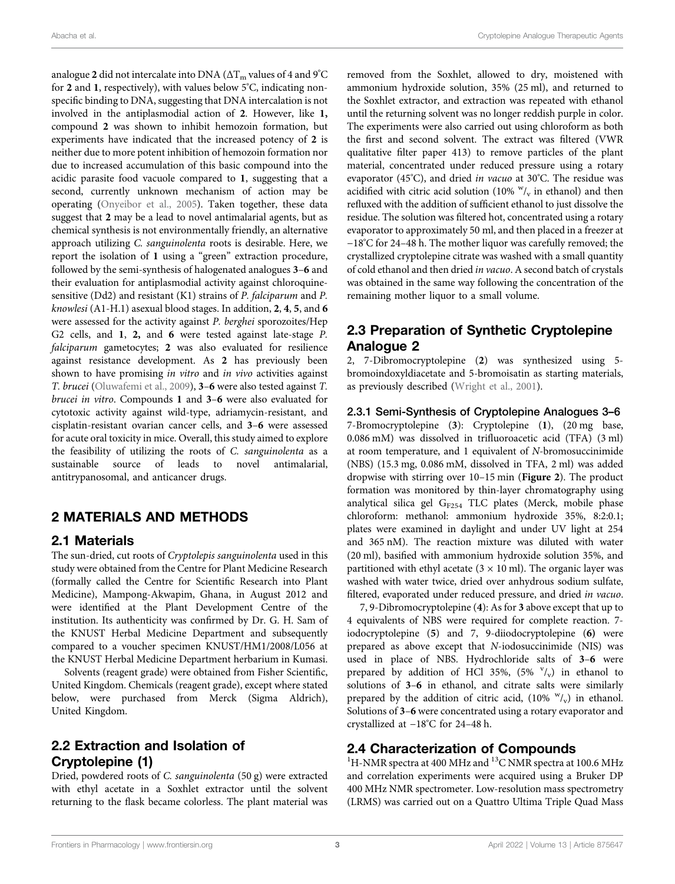analogue **2** did not intercalate into DNA ($\Delta T_m$ values of 4 and 9°C for **2** and **1**, respectively), with values below 5°C, indicating non-specific binding to DNA, suggesting that DNA intercalation is not involved in the antiplasmodial action of **2**. However, like **1,** compound **2** was shown to inhibit hemozoin formation, but experiments have indicated that the increased potency of **2** is neither due to more potent inhibition of hemozoin formation nor due to increased accumulation of this basic compound into the acidic parasite food vacuole compared to **1**, suggesting that a second, currently unknown mechanism of action may be operating (Onyeibor et al., 2005). Taken together, these data suggest that **2** may be a lead to novel antimalarial agents, but as chemical synthesis is not environmentally friendly, an alternative approach utilizing *C. sanguinolenta* roots is desirable. Here, we report the isolation of **1** using a "green" extraction procedure, followed by the semi-synthesis of halogenated analogues **3**–**6** and their evaluation for antiplasmodial activity against chloroquine-sensitive (Dd2) and resistant (K1) strains of *P. falciparum* and *P. knowlesi* (A1-H.1) asexual blood stages. In addition, **2**, **4**, **5**, and **6** were assessed for the activity against *P. berghei* sporozoites/Hep G2 cells, and **1**, **2,** and **6** were tested against late-stage *P. falciparum* gametocytes; **2** was also evaluated for resilience against resistance development. As **2** has previously been shown to have promising *in vitro* and *in vivo* activities against *T. brucei* (Oluwafemi et al., 2009), **3**–**6** were also tested against *T. brucei in vitro*. Compounds **1** and **3**–**6** were also evaluated for cytotoxic activity against wild-type, adriamycin-resistant, and cisplatin-resistant ovarian cancer cells, and **3**–**6** were assessed for acute oral toxicity in mice. Overall, this study aimed to explore the feasibility of utilizing the roots of *C. sanguinolenta* as a sustainable source of leads to novel antimalarial, antitrypanosomal, and anticancer drugs.

## 2 MATERIALS AND METHODS

### 2.1 Materials

The sun-dried, cut roots of *Cryptolepis sanguinolenta* used in this study were obtained from the Centre for Plant Medicine Research (formally called the Centre for Scientific Research into Plant Medicine), Mampong-Akwapim, Ghana, in August 2012 and were identified at the Plant Development Centre of the institution. Its authenticity was confirmed by Dr. G. H. Sam of the KNUST Herbal Medicine Department and subsequently compared to a voucher specimen KNUST/HM1/2008/L056 at the KNUST Herbal Medicine Department herbarium in Kumasi.

Solvents (reagent grade) were obtained from Fisher Scientific, United Kingdom. Chemicals (reagent grade), except where stated below, were purchased from Merck (Sigma Aldrich), United Kingdom.

### 2.2 Extraction and Isolation of Cryptolepine (1)

Dried, powdered roots of *C. sanguinolenta* (50 g) were extracted with ethyl acetate in a Soxhlet extractor until the solvent returning to the flask became colorless. The plant material was removed from the Soxhlet, allowed to dry, moistened with ammonium hydroxide solution, 35% (25 ml), and returned to the Soxhlet extractor, and extraction was repeated with ethanol until the returning solvent was no longer reddish purple in color. The experiments were also carried out using chloroform as both the first and second solvent. The extract was filtered (VWR qualitative filter paper 413) to remove particles of the plant material, concentrated under reduced pressure using a rotary evaporator (45°C), and dried *in vacuo* at 30°C. The residue was acidified with citric acid solution (10% $^{w}/_{v}$ in ethanol) and then refluxed with the addition of sufficient ethanol to just dissolve the residue. The solution was filtered hot, concentrated using a rotary evaporator to approximately 50 ml, and then placed in a freezer at −18°C for 24–48 h. The mother liquor was carefully removed; the crystallized cryptolepine citrate was washed with a small quantity of cold ethanol and then dried *in vacuo*. A second batch of crystals was obtained in the same way following the concentration of the remaining mother liquor to a small volume.

### 2.3 Preparation of Synthetic Cryptolepine Analogue 2

2, 7-Dibromocryptolepine (**2**) was synthesized using 5-bromoindoxyldiacetate and 5-bromoisatin as starting materials, as previously described (Wright et al., 2001).

#### 2.3.1 Semi-Synthesis of Cryptolepine Analogues 3–6

7-Bromocryptolepine (**3**): Cryptolepine (**1**), (20 mg base, 0.086 mM) was dissolved in trifluoroacetic acid (TFA) (3 ml) at room temperature, and 1 equivalent of *N*-bromosuccinimide (NBS) (15.3 mg, 0.086 mM, dissolved in TFA, 2 ml) was added dropwise with stirring over 10–15 min (**Figure 2**). The product formation was monitored by thin-layer chromatography using analytical silica gel $G_{F254}$ TLC plates (Merck, mobile phase chloroform: methanol: ammonium hydroxide 35%, 8:2:0.1; plates were examined in daylight and under UV light at 254 and 365 nM). The reaction mixture was diluted with water (20 ml), basified with ammonium hydroxide solution 35%, and partitioned with ethyl acetate (3 × 10 ml). The organic layer was washed with water twice, dried over anhydrous sodium sulfate, filtered, evaporated under reduced pressure, and dried *in vacuo*.

7, 9-Dibromocryptolepine (**4**): As for **3** above except that up to 4 equivalents of NBS were required for complete reaction. 7-iodocryptolepine (**5**) and 7, 9-diiodocryptolepine (**6**) were prepared as above except that *N*-iodosuccinimide (NIS) was used in place of NBS. Hydrochloride salts of **3**–**6** were prepared by addition of HCl 35%, (5% $^{v}/_{v}$) in ethanol to solutions of **3**–**6** in ethanol, and citrate salts were similarly prepared by the addition of citric acid, (10% $^{w}/_{v}$) in ethanol. Solutions of **3**–**6** were concentrated using a rotary evaporator and crystallized at −18°C for 24–48 h.

### 2.4 Characterization of Compounds

$^{1}$H-NMR spectra at 400 MHz and $^{13}$C NMR spectra at 100.6 MHz and correlation experiments were acquired using a Bruker DP 400 MHz NMR spectrometer. Low-resolution mass spectrometry (LRMS) was carried out on a Quattro Ultima Triple Quad Mass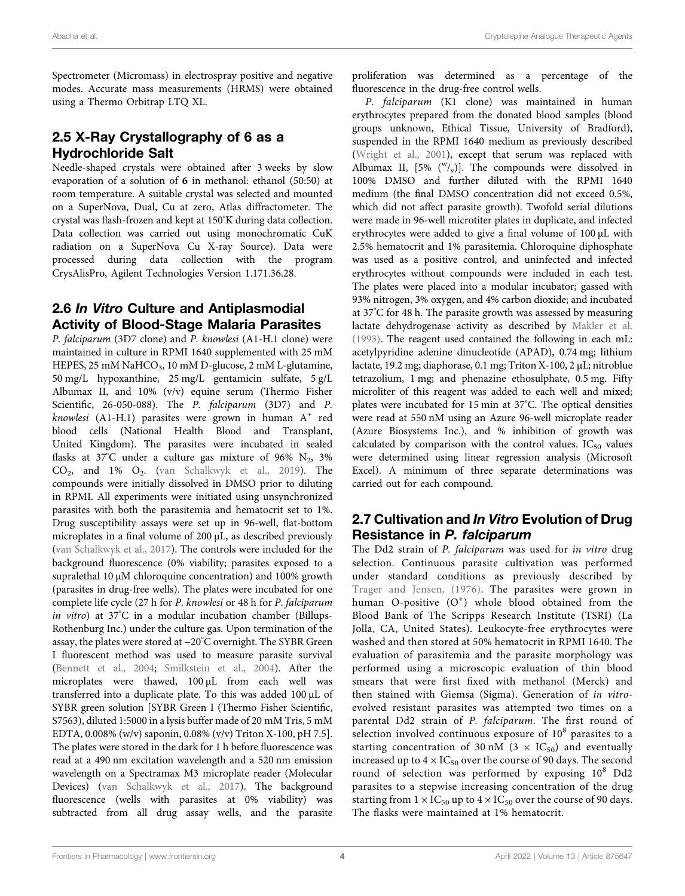Spectrometer (Micromass) in electrospray positive and negative modes. Accurate mass measurements (HRMS) were obtained using a Thermo Orbitrap LTQ XL.

## 2.5 X-Ray Crystallography of 6 as a Hydrochloride Salt

Needle-shaped crystals were obtained after 3 weeks by slow evaporation of a solution of **6** in methanol: ethanol (50:50) at room temperature. A suitable crystal was selected and mounted on a SuperNova, Dual, Cu at zero, Atlas diffractometer. The crystal was flash-frozen and kept at 150°K during data collection. Data collection was carried out using monochromatic CuK radiation on a SuperNova Cu X-ray Source). Data were processed during data collection with the program CrysAlisPro, Agilent Technologies Version 1.171.36.28.

## 2.6 *In Vitro* Culture and Antiplasmodial Activity of Blood-Stage Malaria Parasites

*P. falciparum* (3D7 clone) and *P. knowlesi* (A1-H.1 clone) were maintained in culture in RPMI 1640 supplemented with 25 mM HEPES, 25 mM $NaHCO_3$, 10 mM D-glucose, 2 mM L-glutamine, 50 mg/L hypoxanthine, 25 mg/L gentamicin sulfate, 5 g/L Albumax II, and 10% (v/v) equine serum (Thermo Fisher Scientific, 26-050-088). The *P. falciparum* (3D7) and *P. knowlesi* (A1-H.1) parasites were grown in human $A^+$ red blood cells (National Health Blood and Transplant, United Kingdom). The parasites were incubated in sealed flasks at 37°C under a culture gas mixture of 96% $N_2$, 3% $CO_2$, and 1% $O_2$. (van Schalkwyk et al., 2019). The compounds were initially dissolved in DMSO prior to diluting in RPMI. All experiments were initiated using unsynchronized parasites with both the parasitemia and hematocrit set to 1%. Drug susceptibility assays were set up in 96-well, flat-bottom microplates in a final volume of 200 μL, as described previously (van Schalkwyk et al., 2017). The controls were included for the background fluorescence (0% viability; parasites exposed to a supralethal 10 μM chloroquine concentration) and 100% growth (parasites in drug-free wells). The plates were incubated for one complete life cycle (27 h for *P. knowlesi* or 48 h for *P. falciparum in vitro*) at 37°C in a modular incubation chamber (Billups-Rothenburg Inc.) under the culture gas. Upon termination of the assay, the plates were stored at −20°C overnight. The SYBR Green I fluorescent method was used to measure parasite survival (Bennett et al., 2004; Smilkstein et al., 2004). After the microplates were thawed, 100 μL from each well was transferred into a duplicate plate. To this was added 100 μL of SYBR green solution [SYBR Green I (Thermo Fisher Scientific, S7563), diluted 1:5000 in a lysis buffer made of 20 mM Tris, 5 mM EDTA, 0.008% (w/v) saponin, 0.08% (v/v) Triton X-100, pH 7.5]. The plates were stored in the dark for 1 h before fluorescence was read at a 490 nm excitation wavelength and a 520 nm emission wavelength on a Spectramax M3 microplate reader (Molecular Devices) (van Schalkwyk et al., 2017). The background fluorescence (wells with parasites at 0% viability) was subtracted from all drug assay wells, and the parasite proliferation was determined as a percentage of the fluorescence in the drug-free control wells.

*P. falciparum* (K1 clone) was maintained in human erythrocytes prepared from the donated blood samples (blood groups unknown, Ethical Tissue, University of Bradford), suspended in the RPMI 1640 medium as previously described (Wright et al., 2001), except that serum was replaced with Albumax II, [5% ($^w/_v$)]. The compounds were dissolved in 100% DMSO and further diluted with the RPMI 1640 medium (the final DMSO concentration did not exceed 0.5%, which did not affect parasite growth). Twofold serial dilutions were made in 96-well microtiter plates in duplicate, and infected erythrocytes were added to give a final volume of 100 μL with 2.5% hematocrit and 1% parasitemia. Chloroquine diphosphate was used as a positive control, and uninfected and infected erythrocytes without compounds were included in each test. The plates were placed into a modular incubator; gassed with 93% nitrogen, 3% oxygen, and 4% carbon dioxide; and incubated at 37°C for 48 h. The parasite growth was assessed by measuring lactate dehydrogenase activity as described by Makler et al. (1993). The reagent used contained the following in each mL: acetylpyridine adenine dinucleotide (APAD), 0.74 mg; lithium lactate, 19.2 mg; diaphorase, 0.1 mg; Triton X-100, 2 μL; nitroblue tetrazolium, 1 mg; and phenazine ethosulphate, 0.5 mg. Fifty microliter of this reagent was added to each well and mixed; plates were incubated for 15 min at 37°C. The optical densities were read at 550 nM using an Azure 96-well microplate reader (Azure Biosystems Inc.), and % inhibition of growth was calculated by comparison with the control values. $IC_{50}$ values were determined using linear regression analysis (Microsoft Excel). A minimum of three separate determinations was carried out for each compound.

## 2.7 Cultivation and *In Vitro* Evolution of Drug Resistance in *P. falciparum*

The Dd2 strain of *P. falciparum* was used for *in vitro* drug selection. Continuous parasite cultivation was performed under standard conditions as previously described by Trager and Jensen, (1976). The parasites were grown in human O-positive ($O^+$) whole blood obtained from the Blood Bank of The Scripps Research Institute (TSRI) (La Jolla, CA, United States). Leukocyte-free erythrocytes were washed and then stored at 50% hematocrit in RPMI 1640. The evaluation of parasitemia and the parasite morphology was performed using a microscopic evaluation of thin blood smears that were first fixed with methanol (Merck) and then stained with Giemsa (Sigma). Generation of *in vitro*-evolved resistant parasites was attempted two times on a parental Dd2 strain of *P. falciparum*. The first round of selection involved continuous exposure of $10^8$ parasites to a starting concentration of 30 nM ($3 \times IC_{50}$) and eventually increased up to $4 \times IC_{50}$ over the course of 90 days. The second round of selection was performed by exposing $10^8$ Dd2 parasites to a stepwise increasing concentration of the drug starting from $1 \times IC_{50}$ up to $4 \times IC_{50}$ over the course of 90 days. The flasks were maintained at 1% hematocrit.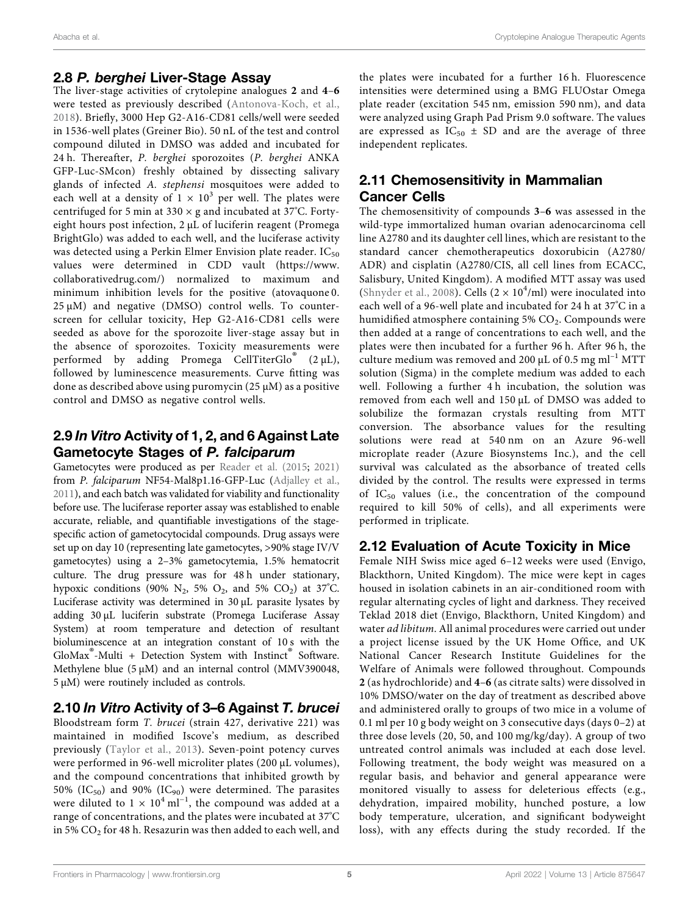## 2.8 *P. berghei* Liver-Stage Assay

The liver-stage activities of crytolepine analogues **2** and **4**–**6** were tested as previously described (Antonova-Koch, et al., 2018). Briefly, 3000 Hep G2-A16-CD81 cells/well were seeded in 1536-well plates (Greiner Bio). 50 nL of the test and control compound diluted in DMSO was added and incubated for 24 h. Thereafter, *P. berghei* sporozoites (*P. berghei* ANKA GFP-Luc-SMcon) freshly obtained by dissecting salivary glands of infected *A. stephensi* mosquitoes were added to each well at a density of $1 \times 10^3$ per well. The plates were centrifuged for 5 min at 330 × g and incubated at 37°C. Forty-eight hours post infection, 2 µL of luciferin reagent (Promega BrightGlo) was added to each well, and the luciferase activity was detected using a Perkin Elmer Envision plate reader. $IC_{50}$ values were determined in CDD vault (https://www.collaborativedrug.com/) normalized to maximum and minimum inhibition levels for the positive (atovaquone 0. 25 µM) and negative (DMSO) control wells. To counter-screen for cellular toxicity, Hep G2-A16-CD81 cells were seeded as above for the sporozoite liver-stage assay but in the absence of sporozoites. Toxicity measurements were performed by adding Promega CellTiterGlo® (2 µL), followed by luminescence measurements. Curve fitting was done as described above using puromycin (25 µM) as a positive control and DMSO as negative control wells.

## 2.9 *In Vitro* Activity of 1, 2, and 6 Against Late Gametocyte Stages of *P. falciparum*

Gametocytes were produced as per Reader et al. (2015; 2021) from *P. falciparum* NF54-Mal8p1.16-GFP-Luc (Adjalley et al., 2011), and each batch was validated for viability and functionality before use. The luciferase reporter assay was established to enable accurate, reliable, and quantifiable investigations of the stage-specific action of gametocytocidal compounds. Drug assays were set up on day 10 (representing late gametocytes, >90% stage IV/V gametocytes) using a 2–3% gametocytemia, 1.5% hematocrit culture. The drug pressure was for 48 h under stationary, hypoxic conditions (90% $N_2$, 5% $O_2$, and 5% $CO_2$) at 37°C. Luciferase activity was determined in 30 µL parasite lysates by adding 30 µL luciferin substrate (Promega Luciferase Assay System) at room temperature and detection of resultant bioluminescence at an integration constant of 10 s with the GloMax®-Multi + Detection System with Instinct® Software. Methylene blue (5 µM) and an internal control (MMV390048, 5 µM) were routinely included as controls.

## 2.10 *In Vitro* Activity of 3–6 Against *T. brucei*

Bloodstream form *T. brucei* (strain 427, derivative 221) was maintained in modified Iscove's medium, as described previously (Taylor et al., 2013). Seven-point potency curves were performed in 96-well microliter plates (200 µL volumes), and the compound concentrations that inhibited growth by 50% ($IC_{50}$) and 90% ($IC_{90}$) were determined. The parasites were diluted to $1 \times 10^4$ ml$^{-1}$, the compound was added at a range of concentrations, and the plates were incubated at 37°C in 5% $CO_2$ for 48 h. Resazurin was then added to each well, and the plates were incubated for a further 16 h. Fluorescence intensities were determined using a BMG FLUOstar Omega plate reader (excitation 545 nm, emission 590 nm), and data were analyzed using Graph Pad Prism 9.0 software. The values are expressed as $IC_{50} \pm SD$ and are the average of three independent replicates.

## 2.11 Chemosensitivity in Mammalian Cancer Cells

The chemosensitivity of compounds **3**–**6** was assessed in the wild-type immortalized human ovarian adenocarcinoma cell line A2780 and its daughter cell lines, which are resistant to the standard cancer chemotherapeutics doxorubicin (A2780/ADR) and cisplatin (A2780/CIS, all cell lines from ECACC, Salisbury, United Kingdom). A modified MTT assay was used (Shnyder et al., 2008). Cells ($2 \times 10^4$/ml) were inoculated into each well of a 96-well plate and incubated for 24 h at 37°C in a humidified atmosphere containing 5% $CO_2$. Compounds were then added at a range of concentrations to each well, and the plates were then incubated for a further 96 h. After 96 h, the culture medium was removed and 200 µL of 0.5 mg ml$^{-1}$ MTT solution (Sigma) in the complete medium was added to each well. Following a further 4 h incubation, the solution was removed from each well and 150 µL of DMSO was added to solubilize the formazan crystals resulting from MTT conversion. The absorbance values for the resulting solutions were read at 540 nm on an Azure 96-well microplate reader (Azure Biosynstems Inc.), and the cell survival was calculated as the absorbance of treated cells divided by the control. The results were expressed in terms of $IC_{50}$ values (i.e., the concentration of the compound required to kill 50% of cells), and all experiments were performed in triplicate.

## 2.12 Evaluation of Acute Toxicity in Mice

Female NIH Swiss mice aged 6–12 weeks were used (Envigo, Blackthorn, United Kingdom). The mice were kept in cages housed in isolation cabinets in an air-conditioned room with regular alternating cycles of light and darkness. They received Teklad 2018 diet (Envigo, Blackthorn, United Kingdom) and water *ad libitum*. All animal procedures were carried out under a project license issued by the UK Home Office, and UK National Cancer Research Institute Guidelines for the Welfare of Animals were followed throughout. Compounds **2** (as hydrochloride) and **4**–**6** (as citrate salts) were dissolved in 10% DMSO/water on the day of treatment as described above and administered orally to groups of two mice in a volume of 0.1 ml per 10 g body weight on 3 consecutive days (days 0–2) at three dose levels (20, 50, and 100 mg/kg/day). A group of two untreated control animals was included at each dose level. Following treatment, the body weight was measured on a regular basis, and behavior and general appearance were monitored visually to assess for deleterious effects (e.g., dehydration, impaired mobility, hunched posture, a low body temperature, ulceration, and significant bodyweight loss), with any effects during the study recorded. If the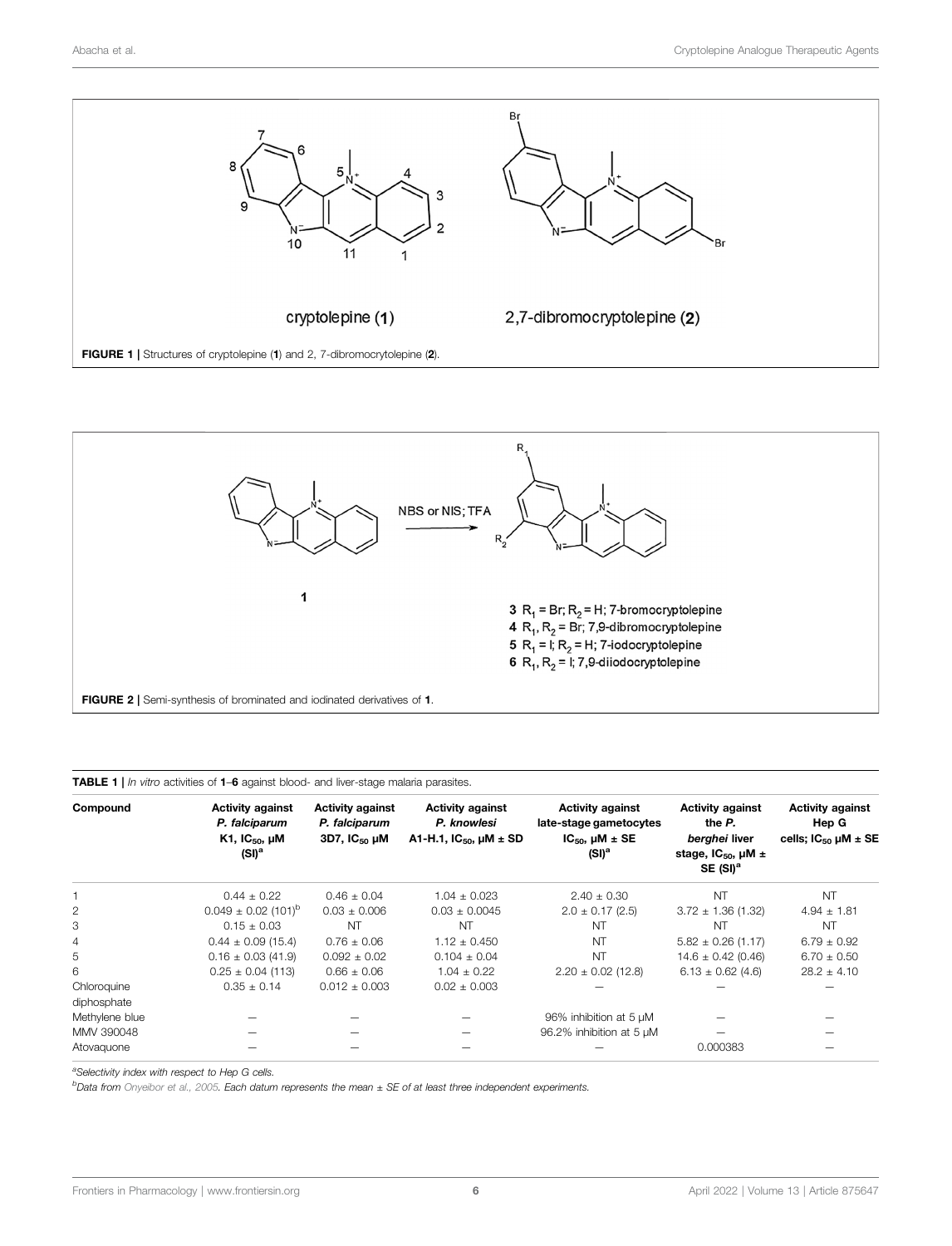cryptolepine (1)

2,7-dibromocryptolepine (2)

**FIGURE 1 |** Structures of cryptolepine (**1**) and 2, 7-dibromocrytolepine (**2**).

NBS or NIS; TFA

**3** $R_1$ = Br; $R_2$ = H; 7-bromocryptolepine
**4** $R_1$, $R_2$ = Br; 7,9-dibromocryptolepine
**5** $R_1$ = I; $R_2$ = H; 7-iodocryptolepine
**6** $R_1$, $R_2$ = I; 7,9-diiodocryptolepine

**FIGURE 2 |** Semi-synthesis of brominated and iodinated derivatives of **1**.

**TABLE 1 |** *In vitro* activities of **1**–**6** against blood- and liver-stage malaria parasites.

| Compound | Activity against *P. falciparum* K1, $IC_{50}$, μM (SI)[a] | Activity against *P. falciparum* 3D7, $IC_{50}$ μM | Activity against *P. knowlesi* A1-H.1, $IC_{50}$, μM ± SD | Activity against late-stage gametocytes $IC_{50}$, μM ± SE (SI)[a] | Activity against the *P. berghei* liver stage, $IC_{50}$, μM ± SE (SI)[a] | Activity against Hep G cells; $IC_{50}$ μM ± SE |
|---|---|---|---|---|---|---|
| 1 | 0.44 ± 0.22 | 0.46 ± 0.04 | 1.04 ± 0.023 | 2.40 ± 0.30 | NT | NT |
| 2 | 0.049 ± 0.02 (101)[b] | 0.03 ± 0.006 | 0.03 ± 0.0045 | 2.0 ± 0.17 (2.5) | 3.72 ± 1.36 (1.32) | 4.94 ± 1.81 |
| 3 | 0.15 ± 0.03 | NT | NT | NT | NT | NT |
| 4 | 0.44 ± 0.09 (15.4) | 0.76 ± 0.06 | 1.12 ± 0.450 | NT | 5.82 ± 0.26 (1.17) | 6.79 ± 0.92 |
| 5 | 0.16 ± 0.03 (41.9) | 0.092 ± 0.02 | 0.104 ± 0.04 | NT | 14.6 ± 0.42 (0.46) | 6.70 ± 0.50 |
| 6 | 0.25 ± 0.04 (113) | 0.66 ± 0.06 | 1.04 ± 0.22 | 2.20 ± 0.02 (12.8) | 6.13 ± 0.62 (4.6) | 28.2 ± 4.10 |
| Chloroquine diphosphate | 0.35 ± 0.14 | 0.012 ± 0.003 | 0.02 ± 0.003 | — | — | — |
| Methylene blue | — | — | — | 96% inhibition at 5 μM | — | — |
| MMV 390048 | — | — | — | 96.2% inhibition at 5 μM | — | — |
| Atovaquone | — | — | — | — | 0.000383 | — |

[a]*Selectivity index with respect to Hep G cells.*

[b]*Data from Onyeibor et al., 2005. Each datum represents the mean ± SE of at least three independent experiments.*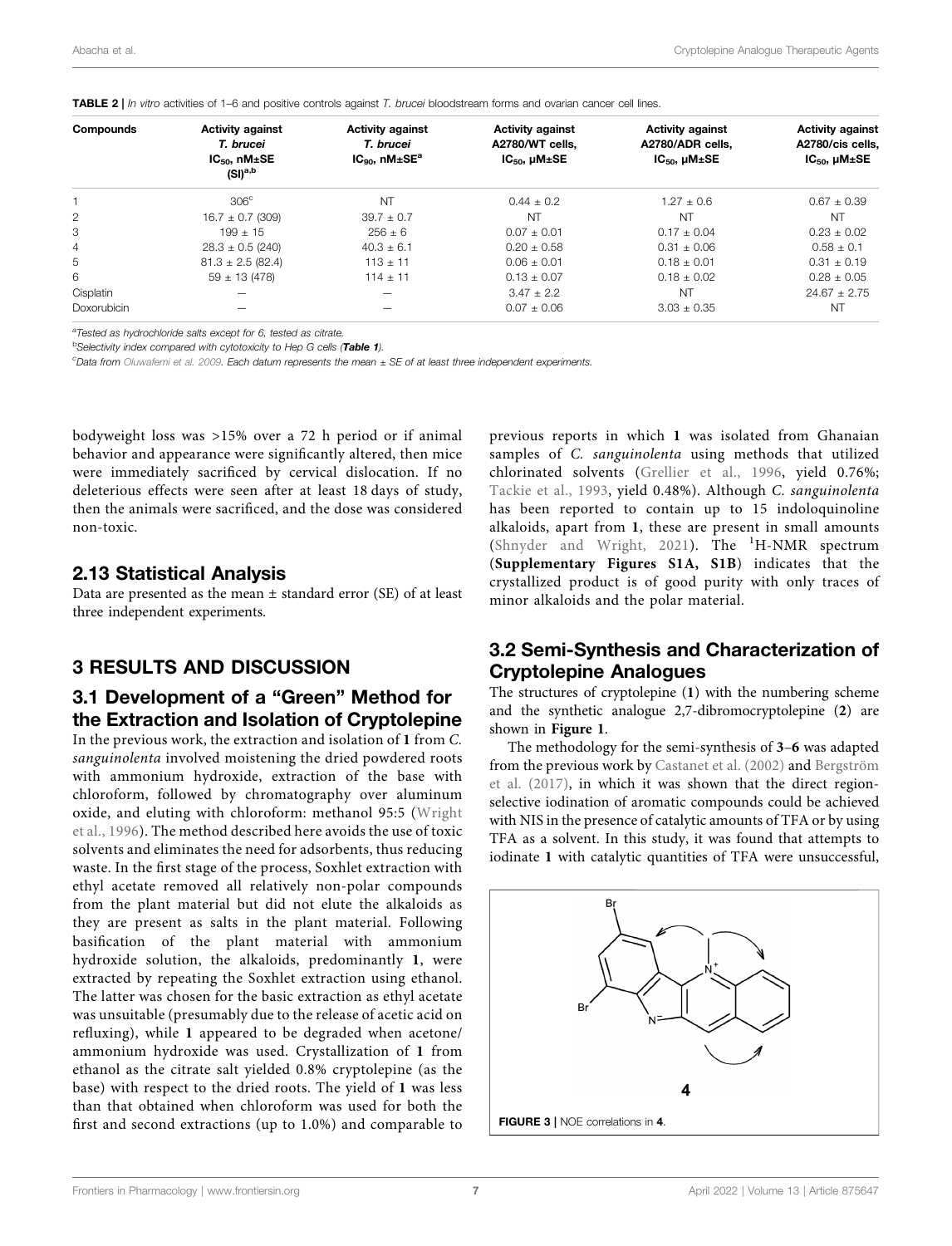**TABLE 2 |** *In vitro* activities of 1–6 and positive controls against *T. brucei* bloodstream forms and ovarian cancer cell lines.

| Compounds | Activity against *T. brucei* $IC_{50}$, nM±SE (SI)[a,b] | Activity against *T. brucei* $IC_{90}$, nM±SE[a] | Activity against A2780/WT cells, $IC_{50}$, μM±SE | Activity against A2780/ADR cells, $IC_{50}$, μM±SE | Activity against A2780/cis cells, $IC_{50}$, μM±SE |
|---|---|---|---|---|---|
| 1 | 306[c] | NT | 0.44 ± 0.2 | 1.27 ± 0.6 | 0.67 ± 0.39 |
| 2 | 16.7 ± 0.7 (309) | 39.7 ± 0.7 | NT | NT | NT |
| 3 | 199 ± 15 | 256 ± 6 | 0.07 ± 0.01 | 0.17 ± 0.04 | 0.23 ± 0.02 |
| 4 | 28.3 ± 0.5 (240) | 40.3 ± 6.1 | 0.20 ± 0.58 | 0.31 ± 0.06 | 0.58 ± 0.1 |
| 5 | 81.3 ± 2.5 (82.4) | 113 ± 11 | 0.06 ± 0.01 | 0.18 ± 0.01 | 0.31 ± 0.19 |
| 6 | 59 ± 13 (478) | 114 ± 11 | 0.13 ± 0.07 | 0.18 ± 0.02 | 0.28 ± 0.05 |
| Cisplatin | — | — | 3.47 ± 2.2 | NT | 24.67 ± 2.75 |
| Doxorubicin | — | — | 0.07 ± 0.06 | 3.03 ± 0.35 | NT |

[a]Tested as hydrochloride salts except for 6, tested as citrate.

[b]Selectivity index compared with cytotoxicity to Hep G cells (**Table 1**).

[c]Data from Oluwafemi et al. 2009. Each datum represents the mean ± SE of at least three independent experiments.

bodyweight loss was >15% over a 72 h period or if animal behavior and appearance were significantly altered, then mice were immediately sacrificed by cervical dislocation. If no deleterious effects were seen after at least 18 days of study, then the animals were sacrificed, and the dose was considered non-toxic.

## 2.13 Statistical Analysis

Data are presented as the mean ± standard error (SE) of at least three independent experiments.

# 3 RESULTS AND DISCUSSION

## 3.1 Development of a "Green" Method for the Extraction and Isolation of Cryptolepine

In the previous work, the extraction and isolation of **1** from *C. sanguinolenta* involved moistening the dried powdered roots with ammonium hydroxide, extraction of the base with chloroform, followed by chromatography over aluminum oxide, and eluting with chloroform: methanol 95:5 (Wright et al., 1996). The method described here avoids the use of toxic solvents and eliminates the need for adsorbents, thus reducing waste. In the first stage of the process, Soxhlet extraction with ethyl acetate removed all relatively non-polar compounds from the plant material but did not elute the alkaloids as they are present as salts in the plant material. Following basification of the plant material with ammonium hydroxide solution, the alkaloids, predominantly **1**, were extracted by repeating the Soxhlet extraction using ethanol. The latter was chosen for the basic extraction as ethyl acetate was unsuitable (presumably due to the release of acetic acid on refluxing), while **1** appeared to be degraded when acetone/ammonium hydroxide was used. Crystallization of **1** from ethanol as the citrate salt yielded 0.8% cryptolepine (as the base) with respect to the dried roots. The yield of **1** was less than that obtained when chloroform was used for both the first and second extractions (up to 1.0%) and comparable to previous reports in which **1** was isolated from Ghanaian samples of *C. sanguinolenta* using methods that utilized chlorinated solvents (Grellier et al., 1996, yield 0.76%; Tackie et al., 1993, yield 0.48%). Although *C. sanguinolenta* has been reported to contain up to 15 indoloquinoline alkaloids, apart from **1**, these are present in small amounts (Shnyder and Wright, 2021). The $^{1}$H-NMR spectrum (**Supplementary Figures S1A, S1B**) indicates that the crystallized product is of good purity with only traces of minor alkaloids and the polar material.

## 3.2 Semi-Synthesis and Characterization of Cryptolepine Analogues

The structures of cryptolepine (**1**) with the numbering scheme and the synthetic analogue 2,7-dibromocryptolepine (**2**) are shown in **Figure 1**.

The methodology for the semi-synthesis of **3**–**6** was adapted from the previous work by Castanet et al. (2002) and Bergström et al. (2017), in which it was shown that the direct region-selective iodination of aromatic compounds could be achieved with NIS in the presence of catalytic amounts of TFA or by using TFA as a solvent. In this study, it was found that attempts to iodinate **1** with catalytic quantities of TFA were unsuccessful,

**FIGURE 3 |** NOE correlations in **4**.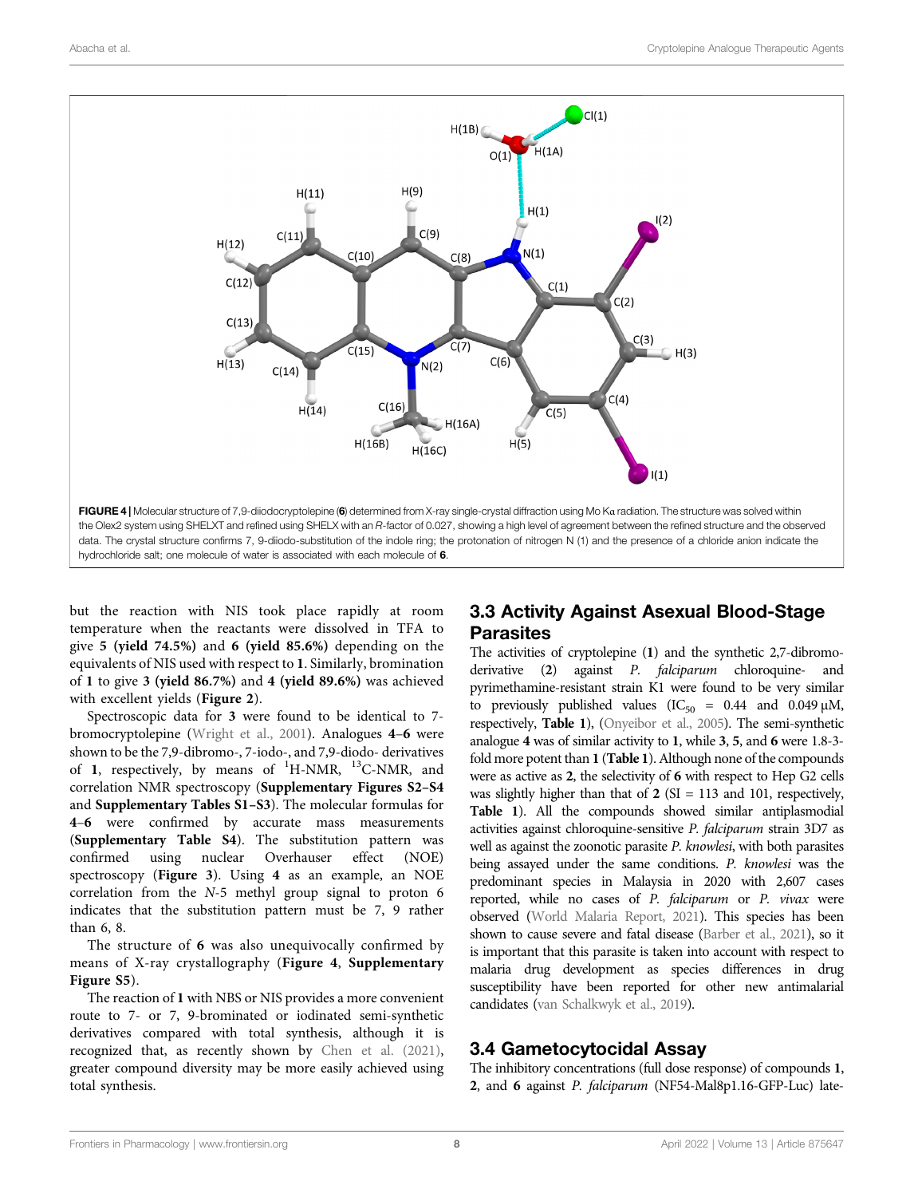**FIGURE 4 |** Molecular structure of 7,9-diiodocryptolepine (**6**) determined from X-ray single-crystal diffraction using Mo Kα radiation. The structure was solved within the Olex2 system using SHELXT and refined using SHELX with an *R*-factor of 0.027, showing a high level of agreement between the refined structure and the observed data. The crystal structure confirms 7, 9-diiodo-substitution of the indole ring; the protonation of nitrogen N (1) and the presence of a chloride anion indicate the hydrochloride salt; one molecule of water is associated with each molecule of **6**.

but the reaction with NIS took place rapidly at room temperature when the reactants were dissolved in TFA to give **5 (yield 74.5%)** and **6 (yield 85.6%)** depending on the equivalents of NIS used with respect to **1**. Similarly, bromination of **1** to give **3 (yield 86.7%)** and **4 (yield 89.6%)** was achieved with excellent yields (**Figure 2**).

Spectroscopic data for **3** were found to be identical to 7-bromocryptolepine (Wright et al., 2001). Analogues **4**–**6** were shown to be the 7,9-dibromo-, 7-iodo-, and 7,9-diodo- derivatives of **1**, respectively, by means of $^{1}$H-NMR, $^{13}$C-NMR, and correlation NMR spectroscopy (**Supplementary Figures S2–S4** and **Supplementary Tables S1–S3**). The molecular formulas for **4**–**6** were confirmed by accurate mass measurements (**Supplementary Table S4**). The substitution pattern was confirmed using nuclear Overhauser effect (NOE) spectroscopy (**Figure 3**). Using **4** as an example, an NOE correlation from the *N*-5 methyl group signal to proton 6 indicates that the substitution pattern must be 7, 9 rather than 6, 8.

The structure of **6** was also unequivocally confirmed by means of X-ray crystallography (**Figure 4**, **Supplementary Figure S5**).

The reaction of **1** with NBS or NIS provides a more convenient route to 7- or 7, 9-brominated or iodinated semi-synthetic derivatives compared with total synthesis, although it is recognized that, as recently shown by Chen et al. (2021), greater compound diversity may be more easily achieved using total synthesis.

## 3.3 Activity Against Asexual Blood-Stage Parasites

The activities of cryptolepine (**1**) and the synthetic 2,7-dibromo-derivative (**2**) against *P. falciparum* chloroquine- and pyrimethamine-resistant strain K1 were found to be very similar to previously published values ($IC_{50}$ = 0.44 and 0.049 μM, respectively, **Table 1**), (Onyeibor et al., 2005). The semi-synthetic analogue **4** was of similar activity to **1**, while **3**, **5**, and **6** were 1.8-3-fold more potent than **1** (**Table 1**). Although none of the compounds were as active as **2**, the selectivity of **6** with respect to Hep G2 cells was slightly higher than that of **2** (SI = 113 and 101, respectively, **Table 1**). All the compounds showed similar antiplasmodial activities against chloroquine-sensitive *P. falciparum* strain 3D7 as well as against the zoonotic parasite *P. knowlesi*, with both parasites being assayed under the same conditions. *P. knowlesi* was the predominant species in Malaysia in 2020 with 2,607 cases reported, while no cases of *P. falciparum* or *P. vivax* were observed (World Malaria Report, 2021). This species has been shown to cause severe and fatal disease (Barber et al., 2021), so it is important that this parasite is taken into account with respect to malaria drug development as species differences in drug susceptibility have been reported for other new antimalarial candidates (van Schalkwyk et al., 2019).

## 3.4 Gametocytocidal Assay

The inhibitory concentrations (full dose response) of compounds **1**, **2**, and **6** against *P. falciparum* (NF54-Mal8p1.16-GFP-Luc) late-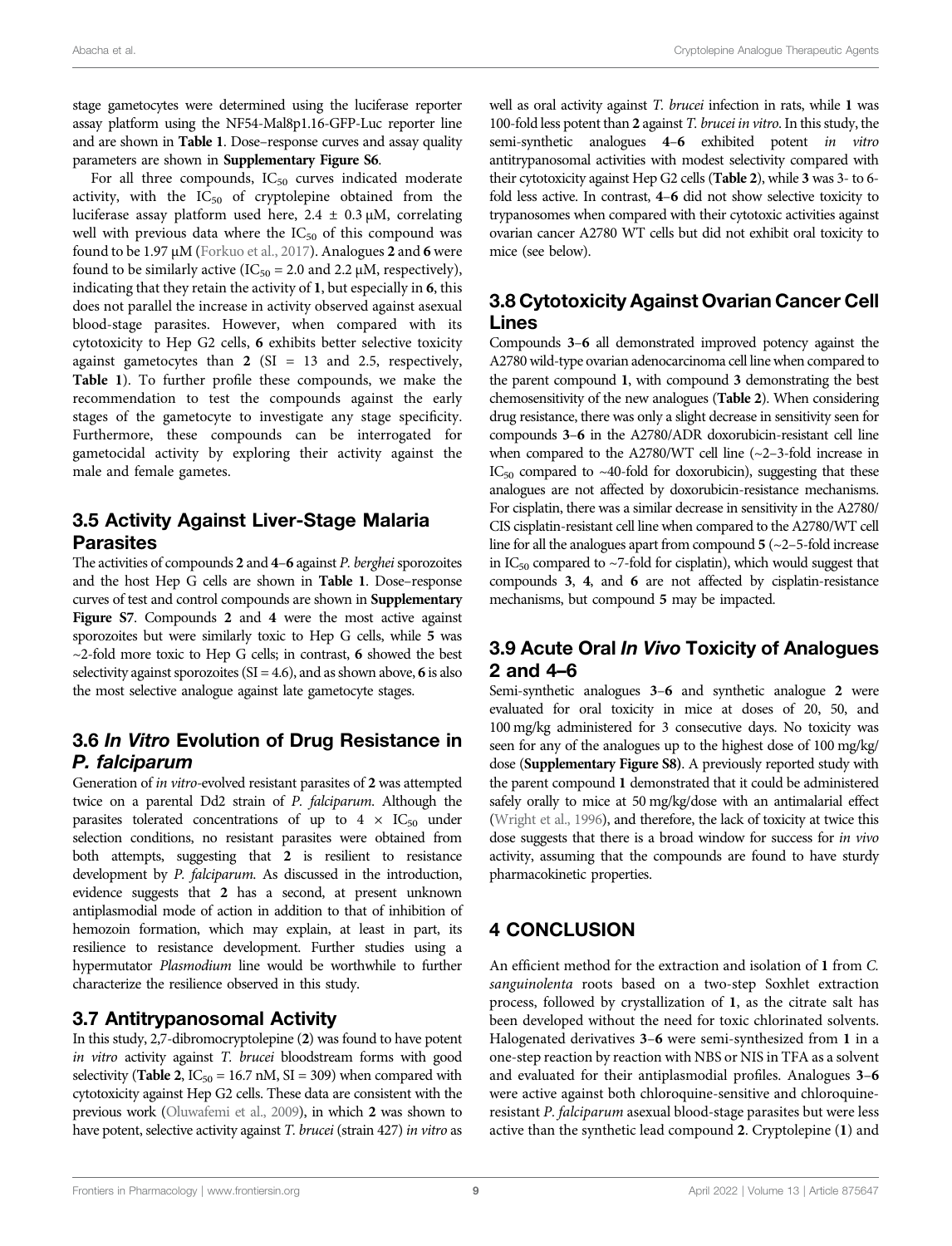stage gametocytes were determined using the luciferase reporter assay platform using the NF54-Mal8p1.16-GFP-Luc reporter line and are shown in **Table 1**. Dose–response curves and assay quality parameters are shown in **Supplementary Figure S6**.

For all three compounds, $IC_{50}$ curves indicated moderate activity, with the $IC_{50}$ of cryptolepine obtained from the luciferase assay platform used here, 2.4 ± 0.3 μM, correlating well with previous data where the $IC_{50}$ of this compound was found to be 1.97 μM (Forkuo et al., 2017). Analogues **2** and **6** were found to be similarly active ($IC_{50}$ = 2.0 and 2.2 μM, respectively), indicating that they retain the activity of **1**, but especially in **6**, this does not parallel the increase in activity observed against asexual blood-stage parasites. However, when compared with its cytotoxicity to Hep G2 cells, **6** exhibits better selective toxicity against gametocytes than **2** (SI = 13 and 2.5, respectively, **Table 1**). To further profile these compounds, we make the recommendation to test the compounds against the early stages of the gametocyte to investigate any stage specificity. Furthermore, these compounds can be interrogated for gametocidal activity by exploring their activity against the male and female gametes.

## 3.5 Activity Against Liver-Stage Malaria Parasites

The activities of compounds **2** and **4**–**6** against *P. berghei* sporozoites and the host Hep G cells are shown in **Table 1**. Dose–response curves of test and control compounds are shown in **Supplementary Figure S7**. Compounds **2** and **4** were the most active against sporozoites but were similarly toxic to Hep G cells, while **5** was ~2-fold more toxic to Hep G cells; in contrast, **6** showed the best selectivity against sporozoites (SI = 4.6), and as shown above, **6** is also the most selective analogue against late gametocyte stages.

## 3.6 *In Vitro* Evolution of Drug Resistance in *P. falciparum*

Generation of *in vitro*-evolved resistant parasites of **2** was attempted twice on a parental Dd2 strain of *P. falciparum*. Although the parasites tolerated concentrations of up to 4 × $IC_{50}$ under selection conditions, no resistant parasites were obtained from both attempts, suggesting that **2** is resilient to resistance development by *P. falciparum*. As discussed in the introduction, evidence suggests that **2** has a second, at present unknown antiplasmodial mode of action in addition to that of inhibition of hemozoin formation, which may explain, at least in part, its resilience to resistance development. Further studies using a hypermutator *Plasmodium* line would be worthwhile to further characterize the resilience observed in this study.

## 3.7 Antitrypanosomal Activity

In this study, 2,7-dibromocryptolepine (**2**) was found to have potent *in vitro* activity against *T. brucei* bloodstream forms with good selectivity (**Table 2**, $IC_{50}$ = 16.7 nM, SI = 309) when compared with cytotoxicity against Hep G2 cells. These data are consistent with the previous work (Oluwafemi et al., 2009), in which **2** was shown to have potent, selective activity against *T. brucei* (strain 427) *in vitro* as well as oral activity against *T. brucei* infection in rats, while **1** was 100-fold less potent than **2** against *T. brucei in vitro*. In this study, the semi-synthetic analogues **4**–**6** exhibited potent *in vitro* antitrypanosomal activities with modest selectivity compared with their cytotoxicity against Hep G2 cells (**Table 2**), while **3** was 3- to 6-fold less active. In contrast, **4**–**6** did not show selective toxicity to trypanosomes when compared with their cytotoxic activities against ovarian cancer A2780 WT cells but did not exhibit oral toxicity to mice (see below).

## 3.8 Cytotoxicity Against Ovarian Cancer Cell Lines

Compounds **3**–**6** all demonstrated improved potency against the A2780 wild-type ovarian adenocarcinoma cell line when compared to the parent compound **1**, with compound **3** demonstrating the best chemosensitivity of the new analogues (**Table 2**). When considering drug resistance, there was only a slight decrease in sensitivity seen for compounds **3**–**6** in the A2780/ADR doxorubicin-resistant cell line when compared to the A2780/WT cell line (~2–3-fold increase in $IC_{50}$ compared to ~40-fold for doxorubicin), suggesting that these analogues are not affected by doxorubicin-resistance mechanisms. For cisplatin, there was a similar decrease in sensitivity in the A2780/CIS cisplatin-resistant cell line when compared to the A2780/WT cell line for all the analogues apart from compound **5** (~2–5-fold increase in $IC_{50}$ compared to ~7-fold for cisplatin), which would suggest that compounds **3**, **4**, and **6** are not affected by cisplatin-resistance mechanisms, but compound **5** may be impacted.

## 3.9 Acute Oral *In Vivo* Toxicity of Analogues 2 and 4–6

Semi-synthetic analogues **3**–**6** and synthetic analogue **2** were evaluated for oral toxicity in mice at doses of 20, 50, and 100 mg/kg administered for 3 consecutive days. No toxicity was seen for any of the analogues up to the highest dose of 100 mg/kg/dose (**Supplementary Figure S8**). A previously reported study with the parent compound **1** demonstrated that it could be administered safely orally to mice at 50 mg/kg/dose with an antimalarial effect (Wright et al., 1996), and therefore, the lack of toxicity at twice this dose suggests that there is a broad window for success for *in vivo* activity, assuming that the compounds are found to have sturdy pharmacokinetic properties.

# 4 CONCLUSION

An efficient method for the extraction and isolation of **1** from *C. sanguinolenta* roots based on a two-step Soxhlet extraction process, followed by crystallization of **1**, as the citrate salt has been developed without the need for toxic chlorinated solvents. Halogenated derivatives **3**–**6** were semi-synthesized from **1** in a one-step reaction by reaction with NBS or NIS in TFA as a solvent and evaluated for their antiplasmodial profiles. Analogues **3**–**6** were active against both chloroquine-sensitive and chloroquine-resistant *P. falciparum* asexual blood-stage parasites but were less active than the synthetic lead compound **2**. Cryptolepine (**1**) and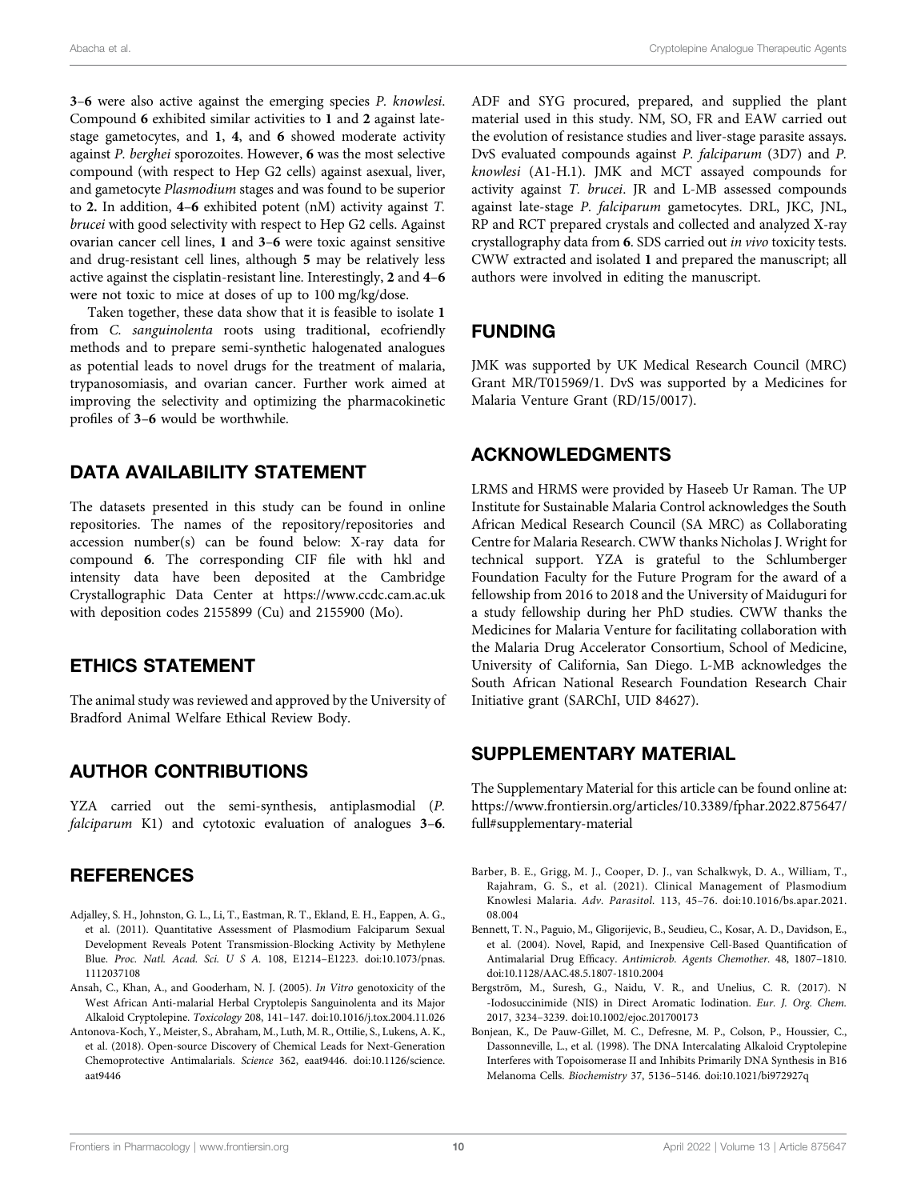**3**–**6** were also active against the emerging species *P. knowlesi*. Compound **6** exhibited similar activities to **1** and **2** against late-stage gametocytes, and **1**, **4**, and **6** showed moderate activity against *P. berghei* sporozoites. However, **6** was the most selective compound (with respect to Hep G2 cells) against asexual, liver, and gametocyte *Plasmodium* stages and was found to be superior to **2.** In addition, **4**–**6** exhibited potent (nM) activity against *T. brucei* with good selectivity with respect to Hep G2 cells. Against ovarian cancer cell lines, **1** and **3**–**6** were toxic against sensitive and drug-resistant cell lines, although **5** may be relatively less active against the cisplatin-resistant line. Interestingly, **2** and **4**–**6** were not toxic to mice at doses of up to 100 mg/kg/dose.

Taken together, these data show that it is feasible to isolate **1** from *C. sanguinolenta* roots using traditional, ecofriendly methods and to prepare semi-synthetic halogenated analogues as potential leads to novel drugs for the treatment of malaria, trypanosomiasis, and ovarian cancer. Further work aimed at improving the selectivity and optimizing the pharmacokinetic profiles of **3**–**6** would be worthwhile.

## DATA AVAILABILITY STATEMENT

The datasets presented in this study can be found in online repositories. The names of the repository/repositories and accession number(s) can be found below: X-ray data for compound **6**. The corresponding CIF file with hkl and intensity data have been deposited at the Cambridge Crystallographic Data Center at https://www.ccdc.cam.ac.uk with deposition codes 2155899 (Cu) and 2155900 (Mo).

## ETHICS STATEMENT

The animal study was reviewed and approved by the University of Bradford Animal Welfare Ethical Review Body.

## AUTHOR CONTRIBUTIONS

YZA carried out the semi-synthesis, antiplasmodial (*P. falciparum* K1) and cytotoxic evaluation of analogues **3**–**6**. ADF and SYG procured, prepared, and supplied the plant material used in this study. NM, SO, FR and EAW carried out the evolution of resistance studies and liver-stage parasite assays. DvS evaluated compounds against *P. falciparum* (3D7) and *P. knowlesi* (A1-H.1). JMK and MCT assayed compounds for activity against *T. brucei*. JR and L-MB assessed compounds against late-stage *P. falciparum* gametocytes. DRL, JKC, JNL, RP and RCT prepared crystals and collected and analyzed X-ray crystallography data from **6**. SDS carried out *in vivo* toxicity tests. CWW extracted and isolated **1** and prepared the manuscript; all authors were involved in editing the manuscript.

## FUNDING

JMK was supported by UK Medical Research Council (MRC) Grant MR/T015969/1. DvS was supported by a Medicines for Malaria Venture Grant (RD/15/0017).

## ACKNOWLEDGMENTS

LRMS and HRMS were provided by Haseeb Ur Raman. The UP Institute for Sustainable Malaria Control acknowledges the South African Medical Research Council (SA MRC) as Collaborating Centre for Malaria Research. CWW thanks Nicholas J. Wright for technical support. YZA is grateful to the Schlumberger Foundation Faculty for the Future Program for the award of a fellowship from 2016 to 2018 and the University of Maiduguri for a study fellowship during her PhD studies. CWW thanks the Medicines for Malaria Venture for facilitating collaboration with the Malaria Drug Accelerator Consortium, School of Medicine, University of California, San Diego. L-MB acknowledges the South African National Research Foundation Research Chair Initiative grant (SARChI, UID 84627).

## SUPPLEMENTARY MATERIAL

The Supplementary Material for this article can be found online at: https://www.frontiersin.org/articles/10.3389/fphar.2022.875647/full#supplementary-material

## REFERENCES

- Adjalley, S. H., Johnston, G. L., Li, T., Eastman, R. T., Ekland, E. H., Eappen, A. G., et al. (2011). Quantitative Assessment of Plasmodium Falciparum Sexual Development Reveals Potent Transmission-Blocking Activity by Methylene Blue. *Proc. Natl. Acad. Sci. U S A.* 108, E1214–E1223. doi:10.1073/pnas.1112037108
- Ansah, C., Khan, A., and Gooderham, N. J. (2005). *In Vitro* genotoxicity of the West African Anti-malarial Herbal Cryptolepis Sanguinolenta and its Major Alkaloid Cryptolepine. *Toxicology* 208, 141–147. doi:10.1016/j.tox.2004.11.026
- Antonova-Koch, Y., Meister, S., Abraham, M., Luth, M. R., Ottilie, S., Lukens, A. K., et al. (2018). Open-source Discovery of Chemical Leads for Next-Generation Chemoprotective Antimalarials. *Science* 362, eaat9446. doi:10.1126/science.aat9446
- Barber, B. E., Grigg, M. J., Cooper, D. J., van Schalkwyk, D. A., William, T., Rajahram, G. S., et al. (2021). Clinical Management of Plasmodium Knowlesi Malaria. *Adv. Parasitol.* 113, 45–76. doi:10.1016/bs.apar.2021.08.004
- Bennett, T. N., Paguio, M., Gligorijevic, B., Seudieu, C., Kosar, A. D., Davidson, E., et al. (2004). Novel, Rapid, and Inexpensive Cell-Based Quantification of Antimalarial Drug Efficacy. *Antimicrob. Agents Chemother.* 48, 1807–1810. doi:10.1128/AAC.48.5.1807-1810.2004
- Bergström, M., Suresh, G., Naidu, V. R., and Unelius, C. R. (2017). N -Iodosuccinimide (NIS) in Direct Aromatic Iodination. *Eur. J. Org. Chem.* 2017, 3234–3239. doi:10.1002/ejoc.201700173
- Bonjean, K., De Pauw-Gillet, M. C., Defresne, M. P., Colson, P., Houssier, C., Dassonneville, L., et al. (1998). The DNA Intercalating Alkaloid Cryptolepine Interferes with Topoisomerase II and Inhibits Primarily DNA Synthesis in B16 Melanoma Cells. *Biochemistry* 37, 5136–5146. doi:10.1021/bi972927q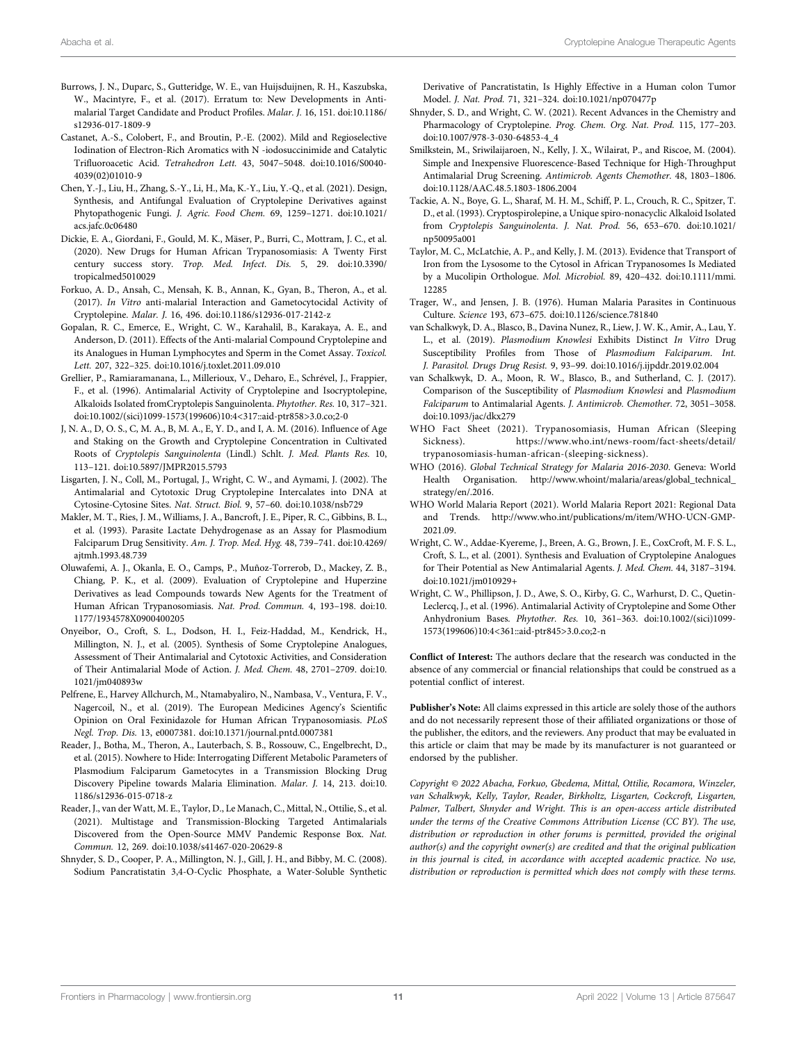Burrows, J. N., Duparc, S., Gutteridge, W. E., van Huijsduijnen, R. H., Kaszubska, W., Macintyre, F., et al. (2017). Erratum to: New Developments in Anti-malarial Target Candidate and Product Profiles. *Malar. J.* 16, 151. doi:10.1186/s12936-017-1809-9

Castanet, A.-S., Colobert, F., and Broutin, P.-E. (2002). Mild and Regioselective Iodination of Electron-Rich Aromatics with N -iodosuccinimide and Catalytic Trifluoroacetic Acid. *Tetrahedron Lett.* 43, 5047–5048. doi:10.1016/S0040-4039(02)01010-9

Chen, Y.-J., Liu, H., Zhang, S.-Y., Li, H., Ma, K.-Y., Liu, Y.-Q., et al. (2021). Design, Synthesis, and Antifungal Evaluation of Cryptolepine Derivatives against Phytopathogenic Fungi. *J. Agric. Food Chem.* 69, 1259–1271. doi:10.1021/acs.jafc.0c06480

Dickie, E. A., Giordani, F., Gould, M. K., Mäser, P., Burri, C., Mottram, J. C., et al. (2020). New Drugs for Human African Trypanosomiasis: A Twenty First century success story. *Trop. Med. Infect. Dis.* 5, 29. doi:10.3390/tropicalmed5010029

Forkuo, A. D., Ansah, C., Mensah, K. B., Annan, K., Gyan, B., Theron, A., et al. (2017). *In Vitro* anti-malarial Interaction and Gametocytocidal Activity of Cryptolepine. *Malar. J.* 16, 496. doi:10.1186/s12936-017-2142-z

Gopalan, R. C., Emerce, E., Wright, C. W., Karahalil, B., Karakaya, A. E., and Anderson, D. (2011). Effects of the Anti-malarial Compound Cryptolepine and its Analogues in Human Lymphocytes and Sperm in the Comet Assay. *Toxicol. Lett.* 207, 322–325. doi:10.1016/j.toxlet.2011.09.010

Grellier, P., Ramiaramanana, L., Millerioux, V., Deharo, E., Schrével, J., Frappier, F., et al. (1996). Antimalarial Activity of Cryptolepine and Isocryptolepine, Alkaloids Isolated fromCryptolepis Sanguinolenta. *Phytother. Res.* 10, 317–321. doi:10.1002/(sici)1099-1573(199606)10:4<317::aid-ptr858>3.0.co;2-0

J, N. A., D, O. S., C, M. A., B, M. A., E, Y. D., and I, A. M. (2016). Influence of Age and Staking on the Growth and Cryptolepine Concentration in Cultivated Roots of *Cryptolepis Sanguinolenta* (Lindl.) Schlt. *J. Med. Plants Res.* 10, 113–121. doi:10.5897/JMPR2015.5793

Lisgarten, J. N., Coll, M., Portugal, J., Wright, C. W., and Aymami, J. (2002). The Antimalarial and Cytotoxic Drug Cryptolepine Intercalates into DNA at Cytosine-Cytosine Sites. *Nat. Struct. Biol.* 9, 57–60. doi:10.1038/nsb729

Makler, M. T., Ries, J. M., Williams, J. A., Bancroft, J. E., Piper, R. C., Gibbins, B. L., et al. (1993). Parasite Lactate Dehydrogenase as an Assay for Plasmodium Falciparum Drug Sensitivity. *Am. J. Trop. Med. Hyg.* 48, 739–741. doi:10.4269/ajtmh.1993.48.739

Oluwafemi, A. J., Okanla, E. O., Camps, P., Muñoz-Torrerob, D., Mackey, Z. B., Chiang, P. K., et al. (2009). Evaluation of Cryptolepine and Huperzine Derivatives as lead Compounds towards New Agents for the Treatment of Human African Trypanosomiasis. *Nat. Prod. Commun.* 4, 193–198. doi:10.1177/1934578X0900400205

Onyeibor, O., Croft, S. L., Dodson, H. I., Feiz-Haddad, M., Kendrick, H., Millington, N. J., et al. (2005). Synthesis of Some Cryptolepine Analogues, Assessment of Their Antimalarial and Cytotoxic Activities, and Consideration of Their Antimalarial Mode of Action. *J. Med. Chem.* 48, 2701–2709. doi:10.1021/jm040893w

Pelfrene, E., Harvey Allchurch, M., Ntamabyaliro, N., Nambasa, V., Ventura, F. V., Nagercoil, N., et al. (2019). The European Medicines Agency's Scientific Opinion on Oral Fexinidazole for Human African Trypanosomiasis. *PLoS Negl. Trop. Dis.* 13, e0007381. doi:10.1371/journal.pntd.0007381

Reader, J., Botha, M., Theron, A., Lauterbach, S. B., Rossouw, C., Engelbrecht, D., et al. (2015). Nowhere to Hide: Interrogating Different Metabolic Parameters of Plasmodium Falciparum Gametocytes in a Transmission Blocking Drug Discovery Pipeline towards Malaria Elimination. *Malar. J.* 14, 213. doi:10.1186/s12936-015-0718-z

Reader, J., van der Watt, M. E., Taylor, D., Le Manach, C., Mittal, N., Ottilie, S., et al. (2021). Multistage and Transmission-Blocking Targeted Antimalarials Discovered from the Open-Source MMV Pandemic Response Box. *Nat. Commun.* 12, 269. doi:10.1038/s41467-020-20629-8

Shnyder, S. D., Cooper, P. A., Millington, N. J., Gill, J. H., and Bibby, M. C. (2008). Sodium Pancratistatin 3,4-O-Cyclic Phosphate, a Water-Soluble Synthetic Derivative of Pancratistatin, Is Highly Effective in a Human colon Tumor Model. *J. Nat. Prod.* 71, 321–324. doi:10.1021/np070477p

Shnyder, S. D., and Wright, C. W. (2021). Recent Advances in the Chemistry and Pharmacology of Cryptolepine. *Prog. Chem. Org. Nat. Prod.* 115, 177–203. doi:10.1007/978-3-030-64853-4_4

Smilkstein, M., Sriwilaijaroen, N., Kelly, J. X., Wilairat, P., and Riscoe, M. (2004). Simple and Inexpensive Fluorescence-Based Technique for High-Throughput Antimalarial Drug Screening. *Antimicrob. Agents Chemother.* 48, 1803–1806. doi:10.1128/AAC.48.5.1803-1806.2004

Tackie, A. N., Boye, G. L., Sharaf, M. H. M., Schiff, P. L., Crouch, R. C., Spitzer, T. D., et al. (1993). Cryptospirolepine, a Unique spiro-nonacyclic Alkaloid Isolated from *Cryptolepis Sanguinolenta*. *J. Nat. Prod.* 56, 653–670. doi:10.1021/np50095a001

Taylor, M. C., McLatchie, A. P., and Kelly, J. M. (2013). Evidence that Transport of Iron from the Lysosome to the Cytosol in African Trypanosomes Is Mediated by a Mucolipin Orthologue. *Mol. Microbiol.* 89, 420–432. doi:10.1111/mmi.12285

Trager, W., and Jensen, J. B. (1976). Human Malaria Parasites in Continuous Culture. *Science* 193, 673–675. doi:10.1126/science.781840

van Schalkwyk, D. A., Blasco, B., Davina Nunez, R., Liew, J. W. K., Amir, A., Lau, Y. L., et al. (2019). *Plasmodium Knowlesi* Exhibits Distinct *In Vitro* Drug Susceptibility Profiles from Those of *Plasmodium Falciparum*. *Int. J. Parasitol. Drugs Drug Resist.* 9, 93–99. doi:10.1016/j.ijpddr.2019.02.004

van Schalkwyk, D. A., Moon, R. W., Blasco, B., and Sutherland, C. J. (2017). Comparison of the Susceptibility of *Plasmodium Knowlesi* and *Plasmodium Falciparum* to Antimalarial Agents. *J. Antimicrob. Chemother.* 72, 3051–3058. doi:10.1093/jac/dkx279

WHO Fact Sheet (2021). Trypanosomiasis, Human African (Sleeping Sickness). https://www.who.int/news-room/fact-sheets/detail/trypanosomiasis-human-african-(sleeping-sickness).

WHO (2016). *Global Technical Strategy for Malaria 2016-2030*. Geneva: World Health Organisation. http://www.whoint/malaria/areas/global_technical_strategy/en/.2016.

WHO World Malaria Report (2021). World Malaria Report 2021: Regional Data and Trends. http://www.who.int/publications/m/item/WHO-UCN-GMP-2021.09.

Wright, C. W., Addae-Kyereme, J., Breen, A. G., Brown, J. E., CoxCroft, M. F. S. L., Croft, S. L., et al. (2001). Synthesis and Evaluation of Cryptolepine Analogues for Their Potential as New Antimalarial Agents. *J. Med. Chem.* 44, 3187–3194. doi:10.1021/jm010929+

Wright, C. W., Phillipson, J. D., Awe, S. O., Kirby, G. C., Warhurst, D. C., Quetin-Leclercq, J., et al. (1996). Antimalarial Activity of Cryptolepine and Some Other Anhydronium Bases. *Phytother. Res.* 10, 361–363. doi:10.1002/(sici)1099-1573(199606)10:4<361::aid-ptr845>3.0.co;2-n

**Conflict of Interest:** The authors declare that the research was conducted in the absence of any commercial or financial relationships that could be construed as a potential conflict of interest.

**Publisher's Note:** All claims expressed in this article are solely those of the authors and do not necessarily represent those of their affiliated organizations or those of the publisher, the editors, and the reviewers. Any product that may be evaluated in this article or claim that may be made by its manufacturer is not guaranteed or endorsed by the publisher.

*Copyright © 2022 Abacha, Forkuo, Gbedema, Mittal, Ottilie, Rocamora, Winzeler, van Schalkwyk, Kelly, Taylor, Reader, Birkholtz, Lisgarten, Cockcroft, Lisgarten, Palmer, Talbert, Shnyder and Wright. This is an open-access article distributed under the terms of the Creative Commons Attribution License (CC BY). The use, distribution or reproduction in other forums is permitted, provided the original author(s) and the copyright owner(s) are credited and that the original publication in this journal is cited, in accordance with accepted academic practice. No use, distribution or reproduction is permitted which does not comply with these terms.*